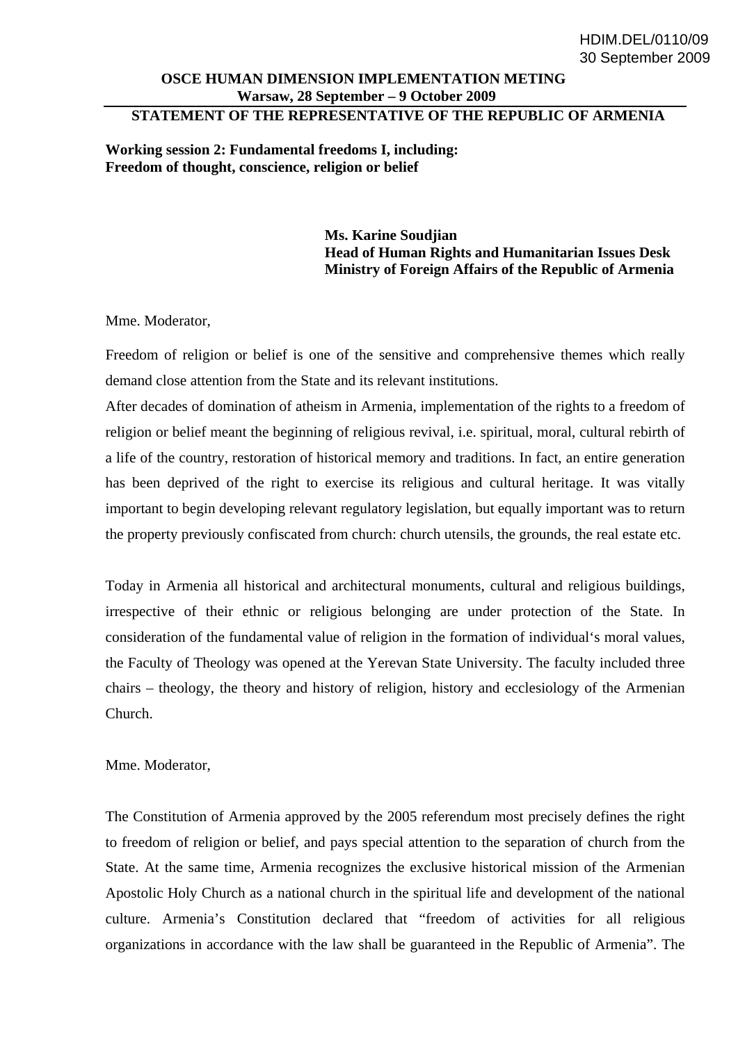HDIM.DEL/0110/09
30 September 2009

**OSCE HUMAN DIMENSION IMPLEMENTATION METING**
**Warsaw, 28 September – 9 October 2009**

**STATEMENT OF THE REPRESENTATIVE OF THE REPUBLIC OF ARMENIA**

**Working session 2: Fundamental freedoms I, including:**
**Freedom of thought, conscience, religion or belief**

**Ms. Karine Soudjian**
**Head of Human Rights and Humanitarian Issues Desk**
**Ministry of Foreign Affairs of the Republic of Armenia**

Mme. Moderator,

Freedom of religion or belief is one of the sensitive and comprehensive themes which really demand close attention from the State and its relevant institutions.
After decades of domination of atheism in Armenia, implementation of the rights to a freedom of religion or belief meant the beginning of religious revival, i.e. spiritual, moral, cultural rebirth of a life of the country, restoration of historical memory and traditions. In fact, an entire generation has been deprived of the right to exercise its religious and cultural heritage. It was vitally important to begin developing relevant regulatory legislation, but equally important was to return the property previously confiscated from church: church utensils, the grounds, the real estate etc.

Today in Armenia all historical and architectural monuments, cultural and religious buildings, irrespective of their ethnic or religious belonging are under protection of the State. In consideration of the fundamental value of religion in the formation of individual's moral values, the Faculty of Theology was opened at the Yerevan State University. The faculty included three chairs – theology, the theory and history of religion, history and ecclesiology of the Armenian Church.

Mme. Moderator,

The Constitution of Armenia approved by the 2005 referendum most precisely defines the right to freedom of religion or belief, and pays special attention to the separation of church from the State. At the same time, Armenia recognizes the exclusive historical mission of the Armenian Apostolic Holy Church as a national church in the spiritual life and development of the national culture. Armenia's Constitution declared that "freedom of activities for all religious organizations in accordance with the law shall be guaranteed in the Republic of Armenia". The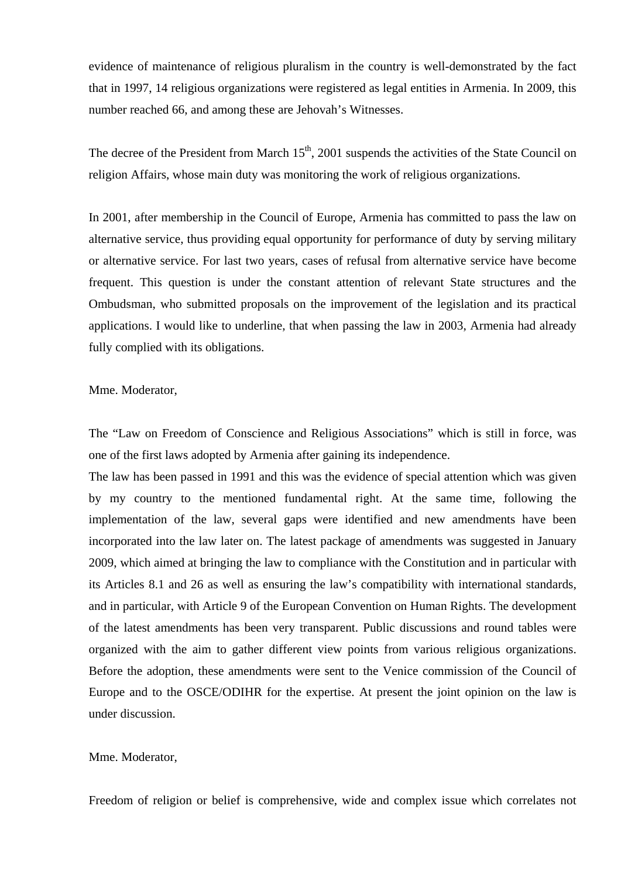evidence of maintenance of religious pluralism in the country is well-demonstrated by the fact that in 1997, 14 religious organizations were registered as legal entities in Armenia. In 2009, this number reached 66, and among these are Jehovah's Witnesses.

The decree of the President from March 15th, 2001 suspends the activities of the State Council on religion Affairs, whose main duty was monitoring the work of religious organizations.

In 2001, after membership in the Council of Europe, Armenia has committed to pass the law on alternative service, thus providing equal opportunity for performance of duty by serving military or alternative service. For last two years, cases of refusal from alternative service have become frequent. This question is under the constant attention of relevant State structures and the Ombudsman, who submitted proposals on the improvement of the legislation and its practical applications. I would like to underline, that when passing the law in 2003, Armenia had already fully complied with its obligations.

Mme. Moderator,

The "Law on Freedom of Conscience and Religious Associations" which is still in force, was one of the first laws adopted by Armenia after gaining its independence.
The law has been passed in 1991 and this was the evidence of special attention which was given by my country to the mentioned fundamental right. At the same time, following the implementation of the law, several gaps were identified and new amendments have been incorporated into the law later on. The latest package of amendments was suggested in January 2009, which aimed at bringing the law to compliance with the Constitution and in particular with its Articles 8.1 and 26 as well as ensuring the law's compatibility with international standards, and in particular, with Article 9 of the European Convention on Human Rights. The development of the latest amendments has been very transparent. Public discussions and round tables were organized with the aim to gather different view points from various religious organizations. Before the adoption, these amendments were sent to the Venice commission of the Council of Europe and to the OSCE/ODIHR for the expertise. At present the joint opinion on the law is under discussion.

Mme. Moderator,

Freedom of religion or belief is comprehensive, wide and complex issue which correlates not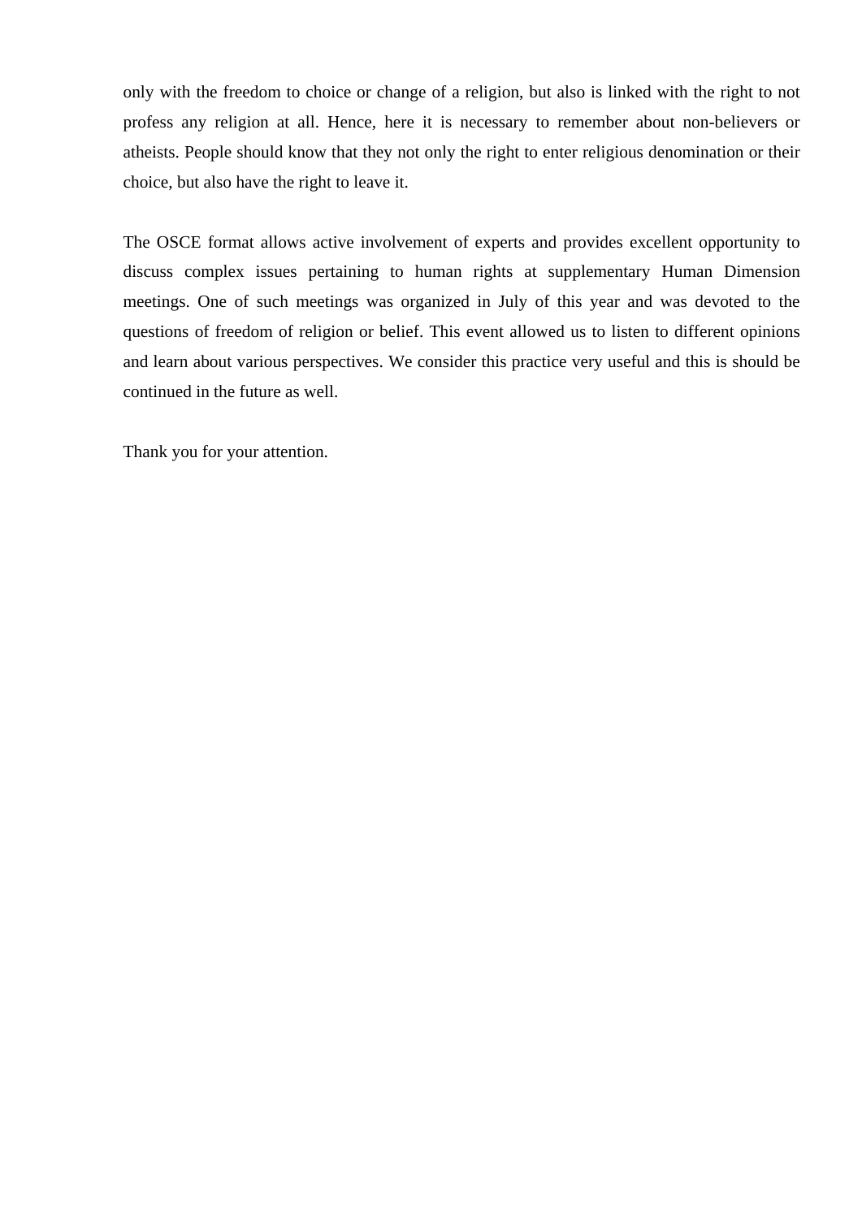only with the freedom to choice or change of a religion, but also is linked with the right to not profess any religion at all. Hence, here it is necessary to remember about non-believers or atheists. People should know that they not only the right to enter religious denomination or their choice, but also have the right to leave it.

The OSCE format allows active involvement of experts and provides excellent opportunity to discuss complex issues pertaining to human rights at supplementary Human Dimension meetings. One of such meetings was organized in July of this year and was devoted to the questions of freedom of religion or belief. This event allowed us to listen to different opinions and learn about various perspectives. We consider this practice very useful and this is should be continued in the future as well.

Thank you for your attention.